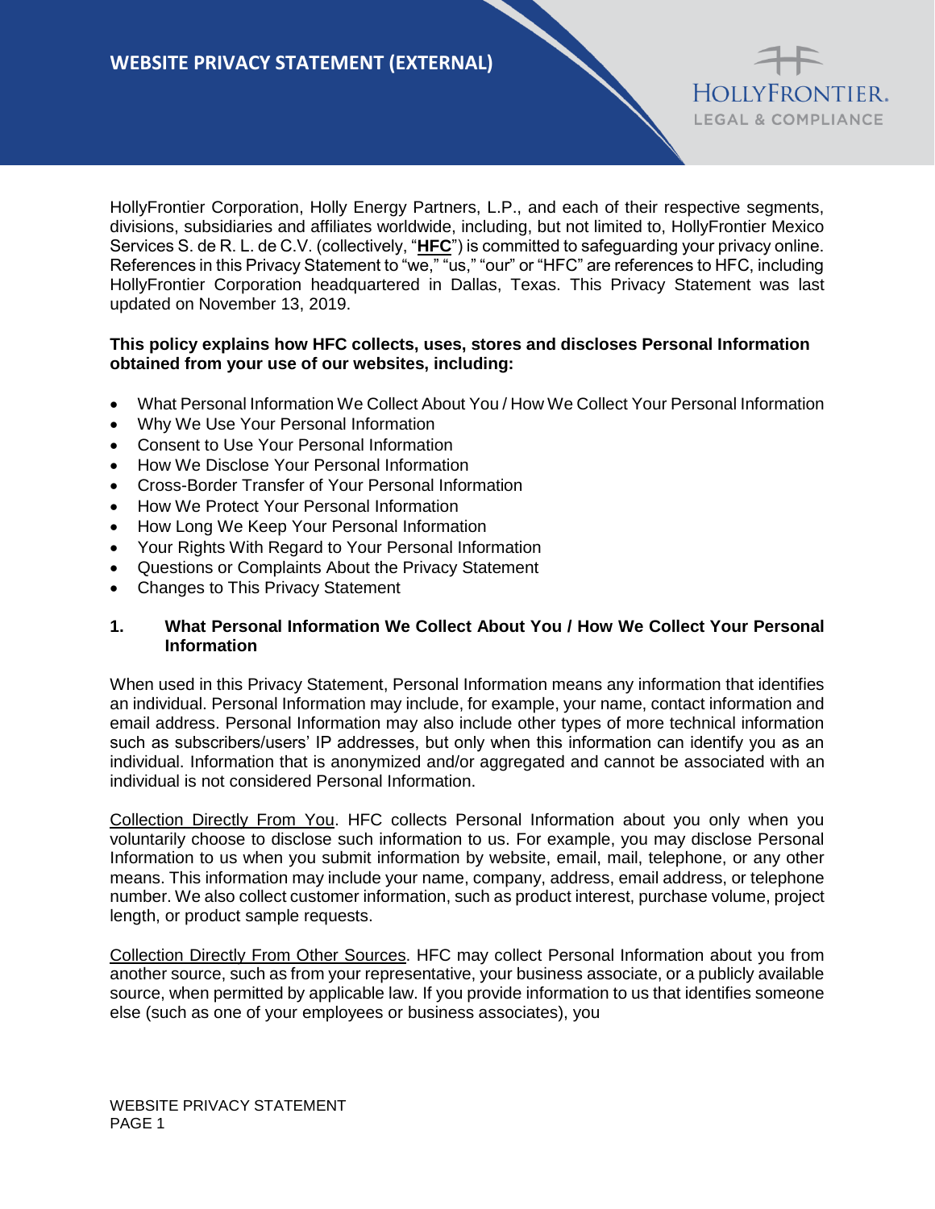# WEBSITE PRIVACY STATEMENT (EXTERNAL)

HollyFrontier Corporation, Holly Energy Partners, L.P., and each of their respective segments, divisions, subsidiaries and affiliates worldwide, including, but not limited to, HollyFrontier Mexico Services S. de R. L. de C.V. (collectively, "**HFC**") is committed to safeguarding your privacy online. References in this Privacy Statement to "we," "us," "our" or "HFC" are references to HFC, including HollyFrontier Corporation headquartered in Dallas, Texas. This Privacy Statement was last updated on November 13, 2019.

**This policy explains how HFC collects, uses, stores and discloses Personal Information obtained from your use of our websites, including:**

- What Personal Information We Collect About You / How We Collect Your Personal Information
- Why We Use Your Personal Information
- Consent to Use Your Personal Information
- How We Disclose Your Personal Information
- Cross-Border Transfer of Your Personal Information
- How We Protect Your Personal Information
- How Long We Keep Your Personal Information
- Your Rights With Regard to Your Personal Information
- Questions or Complaints About the Privacy Statement
- Changes to This Privacy Statement

## 1. What Personal Information We Collect About You / How We Collect Your Personal Information

When used in this Privacy Statement, Personal Information means any information that identifies an individual. Personal Information may include, for example, your name, contact information and email address. Personal Information may also include other types of more technical information such as subscribers/users' IP addresses, but only when this information can identify you as an individual. Information that is anonymized and/or aggregated and cannot be associated with an individual is not considered Personal Information.

Collection Directly From You. HFC collects Personal Information about you only when you voluntarily choose to disclose such information to us. For example, you may disclose Personal Information to us when you submit information by website, email, mail, telephone, or any other means. This information may include your name, company, address, email address, or telephone number. We also collect customer information, such as product interest, purchase volume, project length, or product sample requests.

Collection Directly From Other Sources. HFC may collect Personal Information about you from another source, such as from your representative, your business associate, or a publicly available source, when permitted by applicable law. If you provide information to us that identifies someone else (such as one of your employees or business associates), you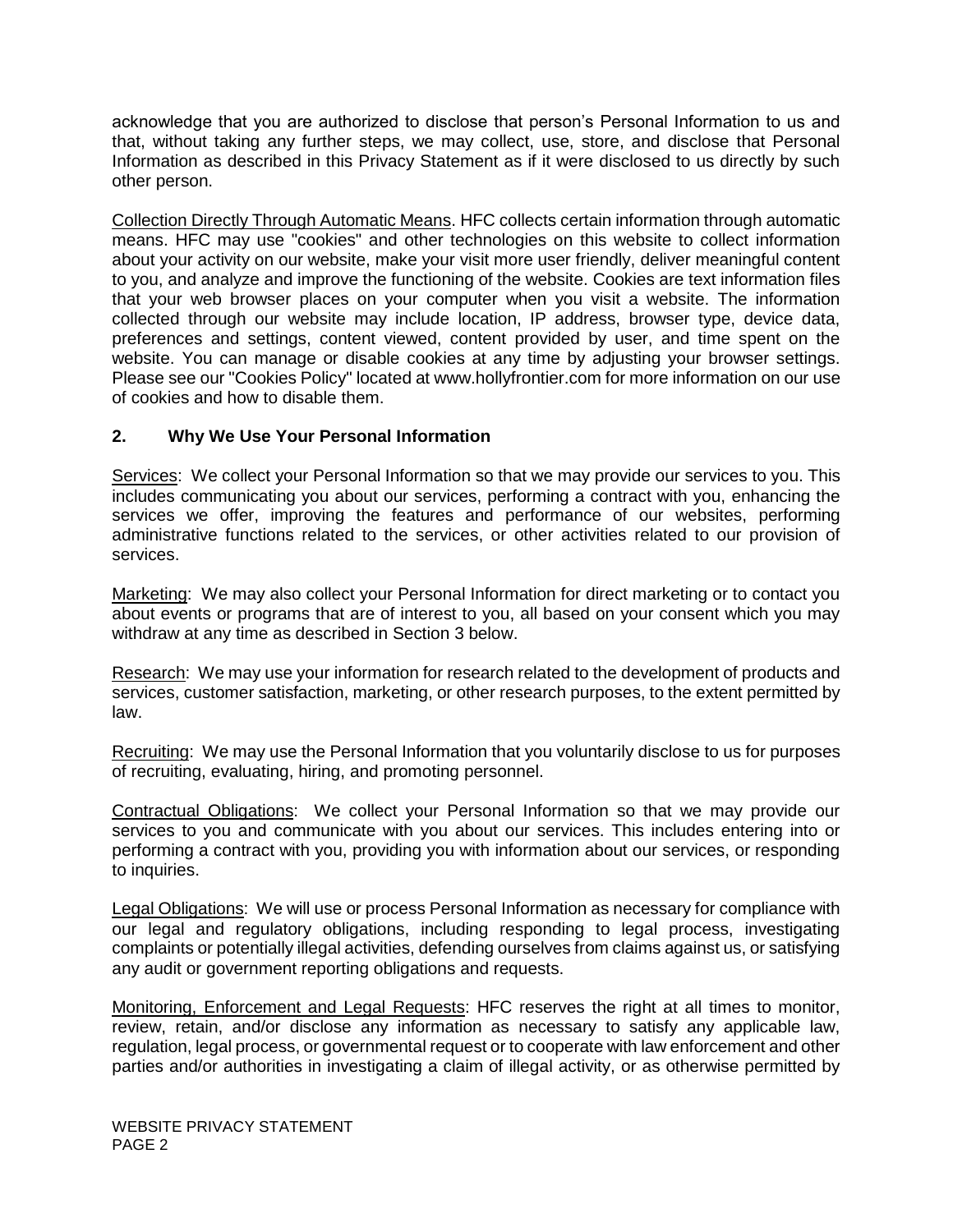acknowledge that you are authorized to disclose that person's Personal Information to us and that, without taking any further steps, we may collect, use, store, and disclose that Personal Information as described in this Privacy Statement as if it were disclosed to us directly by such other person.

<u>Collection Directly Through Automatic Means</u>. HFC collects certain information through automatic means. HFC may use "cookies" and other technologies on this website to collect information about your activity on our website, make your visit more user friendly, deliver meaningful content to you, and analyze and improve the functioning of the website. Cookies are text information files that your web browser places on your computer when you visit a website. The information collected through our website may include location, IP address, browser type, device data, preferences and settings, content viewed, content provided by user, and time spent on the website. You can manage or disable cookies at any time by adjusting your browser settings. Please see our "Cookies Policy" located at www.hollyfrontier.com for more information on our use of cookies and how to disable them.

## 2. Why We Use Your Personal Information

<u>Services</u>: We collect your Personal Information so that we may provide our services to you. This includes communicating you about our services, performing a contract with you, enhancing the services we offer, improving the features and performance of our websites, performing administrative functions related to the services, or other activities related to our provision of services.

<u>Marketing</u>: We may also collect your Personal Information for direct marketing or to contact you about events or programs that are of interest to you, all based on your consent which you may withdraw at any time as described in Section 3 below.

<u>Research</u>: We may use your information for research related to the development of products and services, customer satisfaction, marketing, or other research purposes, to the extent permitted by law.

<u>Recruiting</u>: We may use the Personal Information that you voluntarily disclose to us for purposes of recruiting, evaluating, hiring, and promoting personnel.

<u>Contractual Obligations</u>: We collect your Personal Information so that we may provide our services to you and communicate with you about our services. This includes entering into or performing a contract with you, providing you with information about our services, or responding to inquiries.

<u>Legal Obligations</u>: We will use or process Personal Information as necessary for compliance with our legal and regulatory obligations, including responding to legal process, investigating complaints or potentially illegal activities, defending ourselves from claims against us, or satisfying any audit or government reporting obligations and requests.

<u>Monitoring, Enforcement and Legal Requests</u>: HFC reserves the right at all times to monitor, review, retain, and/or disclose any information as necessary to satisfy any applicable law, regulation, legal process, or governmental request or to cooperate with law enforcement and other parties and/or authorities in investigating a claim of illegal activity, or as otherwise permitted by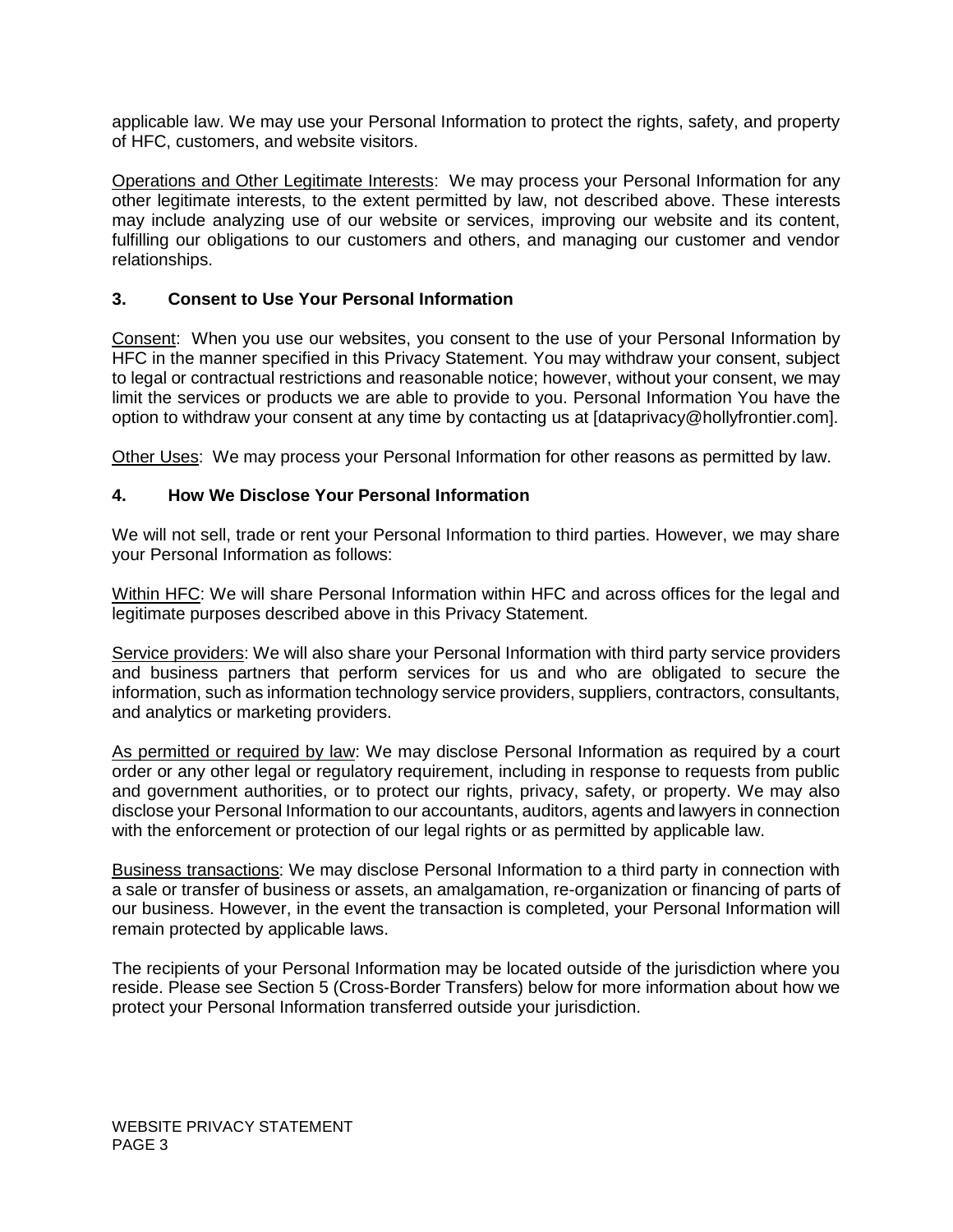applicable law. We may use your Personal Information to protect the rights, safety, and property of HFC, customers, and website visitors.

Operations and Other Legitimate Interests: We may process your Personal Information for any other legitimate interests, to the extent permitted by law, not described above. These interests may include analyzing use of our website or services, improving our website and its content, fulfilling our obligations to our customers and others, and managing our customer and vendor relationships.

## 3. Consent to Use Your Personal Information

Consent: When you use our websites, you consent to the use of your Personal Information by HFC in the manner specified in this Privacy Statement. You may withdraw your consent, subject to legal or contractual restrictions and reasonable notice; however, without your consent, we may limit the services or products we are able to provide to you. Personal Information You have the option to withdraw your consent at any time by contacting us at [dataprivacy@hollyfrontier.com].

Other Uses: We may process your Personal Information for other reasons as permitted by law.

## 4. How We Disclose Your Personal Information

We will not sell, trade or rent your Personal Information to third parties. However, we may share your Personal Information as follows:

Within HFC: We will share Personal Information within HFC and across offices for the legal and legitimate purposes described above in this Privacy Statement.

Service providers: We will also share your Personal Information with third party service providers and business partners that perform services for us and who are obligated to secure the information, such as information technology service providers, suppliers, contractors, consultants, and analytics or marketing providers.

As permitted or required by law: We may disclose Personal Information as required by a court order or any other legal or regulatory requirement, including in response to requests from public and government authorities, or to protect our rights, privacy, safety, or property. We may also disclose your Personal Information to our accountants, auditors, agents and lawyers in connection with the enforcement or protection of our legal rights or as permitted by applicable law.

Business transactions: We may disclose Personal Information to a third party in connection with a sale or transfer of business or assets, an amalgamation, re-organization or financing of parts of our business. However, in the event the transaction is completed, your Personal Information will remain protected by applicable laws.

The recipients of your Personal Information may be located outside of the jurisdiction where you reside. Please see Section 5 (Cross-Border Transfers) below for more information about how we protect your Personal Information transferred outside your jurisdiction.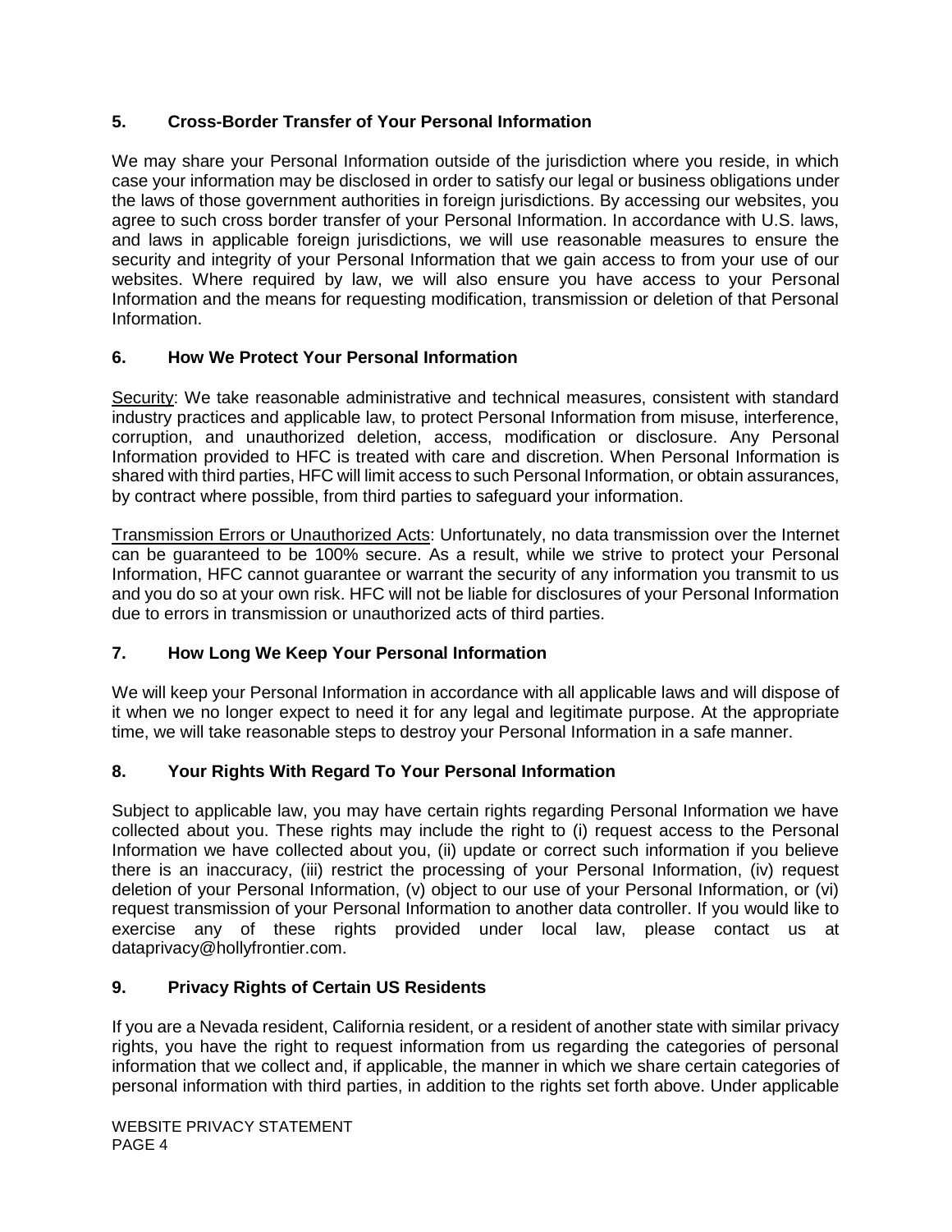## 5. Cross-Border Transfer of Your Personal Information

We may share your Personal Information outside of the jurisdiction where you reside, in which case your information may be disclosed in order to satisfy our legal or business obligations under the laws of those government authorities in foreign jurisdictions. By accessing our websites, you agree to such cross border transfer of your Personal Information. In accordance with U.S. laws, and laws in applicable foreign jurisdictions, we will use reasonable measures to ensure the security and integrity of your Personal Information that we gain access to from your use of our websites. Where required by law, we will also ensure you have access to your Personal Information and the means for requesting modification, transmission or deletion of that Personal Information.

## 6. How We Protect Your Personal Information

Security: We take reasonable administrative and technical measures, consistent with standard industry practices and applicable law, to protect Personal Information from misuse, interference, corruption, and unauthorized deletion, access, modification or disclosure. Any Personal Information provided to HFC is treated with care and discretion. When Personal Information is shared with third parties, HFC will limit access to such Personal Information, or obtain assurances, by contract where possible, from third parties to safeguard your information.

Transmission Errors or Unauthorized Acts: Unfortunately, no data transmission over the Internet can be guaranteed to be 100% secure. As a result, while we strive to protect your Personal Information, HFC cannot guarantee or warrant the security of any information you transmit to us and you do so at your own risk. HFC will not be liable for disclosures of your Personal Information due to errors in transmission or unauthorized acts of third parties.

## 7. How Long We Keep Your Personal Information

We will keep your Personal Information in accordance with all applicable laws and will dispose of it when we no longer expect to need it for any legal and legitimate purpose. At the appropriate time, we will take reasonable steps to destroy your Personal Information in a safe manner.

## 8. Your Rights With Regard To Your Personal Information

Subject to applicable law, you may have certain rights regarding Personal Information we have collected about you. These rights may include the right to (i) request access to the Personal Information we have collected about you, (ii) update or correct such information if you believe there is an inaccuracy, (iii) restrict the processing of your Personal Information, (iv) request deletion of your Personal Information, (v) object to our use of your Personal Information, or (vi) request transmission of your Personal Information to another data controller. If you would like to exercise any of these rights provided under local law, please contact us at dataprivacy@hollyfrontier.com.

## 9. Privacy Rights of Certain US Residents

If you are a Nevada resident, California resident, or a resident of another state with similar privacy rights, you have the right to request information from us regarding the categories of personal information that we collect and, if applicable, the manner in which we share certain categories of personal information with third parties, in addition to the rights set forth above. Under applicable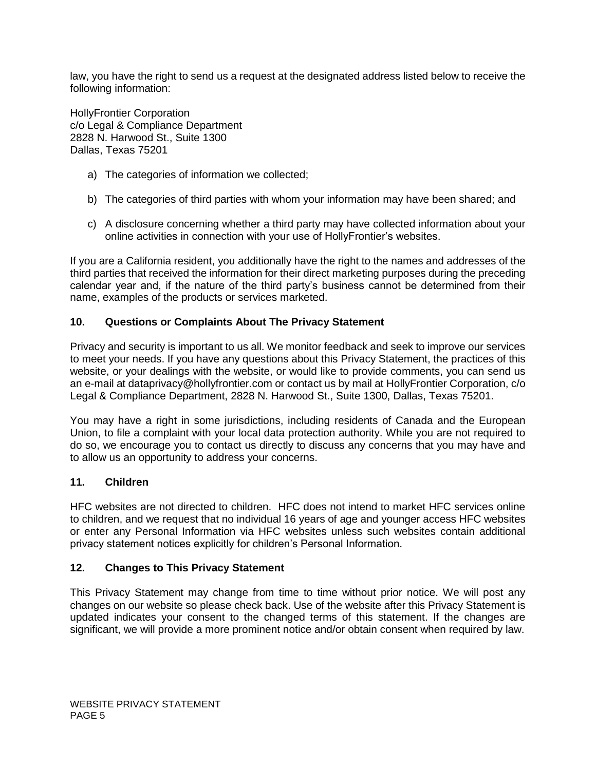law, you have the right to send us a request at the designated address listed below to receive the following information:

HollyFrontier Corporation
c/o Legal & Compliance Department
2828 N. Harwood St., Suite 1300
Dallas, Texas 75201

a) The categories of information we collected;

b) The categories of third parties with whom your information may have been shared; and

c) A disclosure concerning whether a third party may have collected information about your online activities in connection with your use of HollyFrontier's websites.

If you are a California resident, you additionally have the right to the names and addresses of the third parties that received the information for their direct marketing purposes during the preceding calendar year and, if the nature of the third party's business cannot be determined from their name, examples of the products or services marketed.

## 10. Questions or Complaints About The Privacy Statement

Privacy and security is important to us all. We monitor feedback and seek to improve our services to meet your needs. If you have any questions about this Privacy Statement, the practices of this website, or your dealings with the website, or would like to provide comments, you can send us an e-mail at dataprivacy@hollyfrontier.com or contact us by mail at HollyFrontier Corporation, c/o Legal & Compliance Department, 2828 N. Harwood St., Suite 1300, Dallas, Texas 75201.

You may have a right in some jurisdictions, including residents of Canada and the European Union, to file a complaint with your local data protection authority. While you are not required to do so, we encourage you to contact us directly to discuss any concerns that you may have and to allow us an opportunity to address your concerns.

## 11. Children

HFC websites are not directed to children. HFC does not intend to market HFC services online to children, and we request that no individual 16 years of age and younger access HFC websites or enter any Personal Information via HFC websites unless such websites contain additional privacy statement notices explicitly for children's Personal Information.

## 12. Changes to This Privacy Statement

This Privacy Statement may change from time to time without prior notice. We will post any changes on our website so please check back. Use of the website after this Privacy Statement is updated indicates your consent to the changed terms of this statement. If the changes are significant, we will provide a more prominent notice and/or obtain consent when required by law.